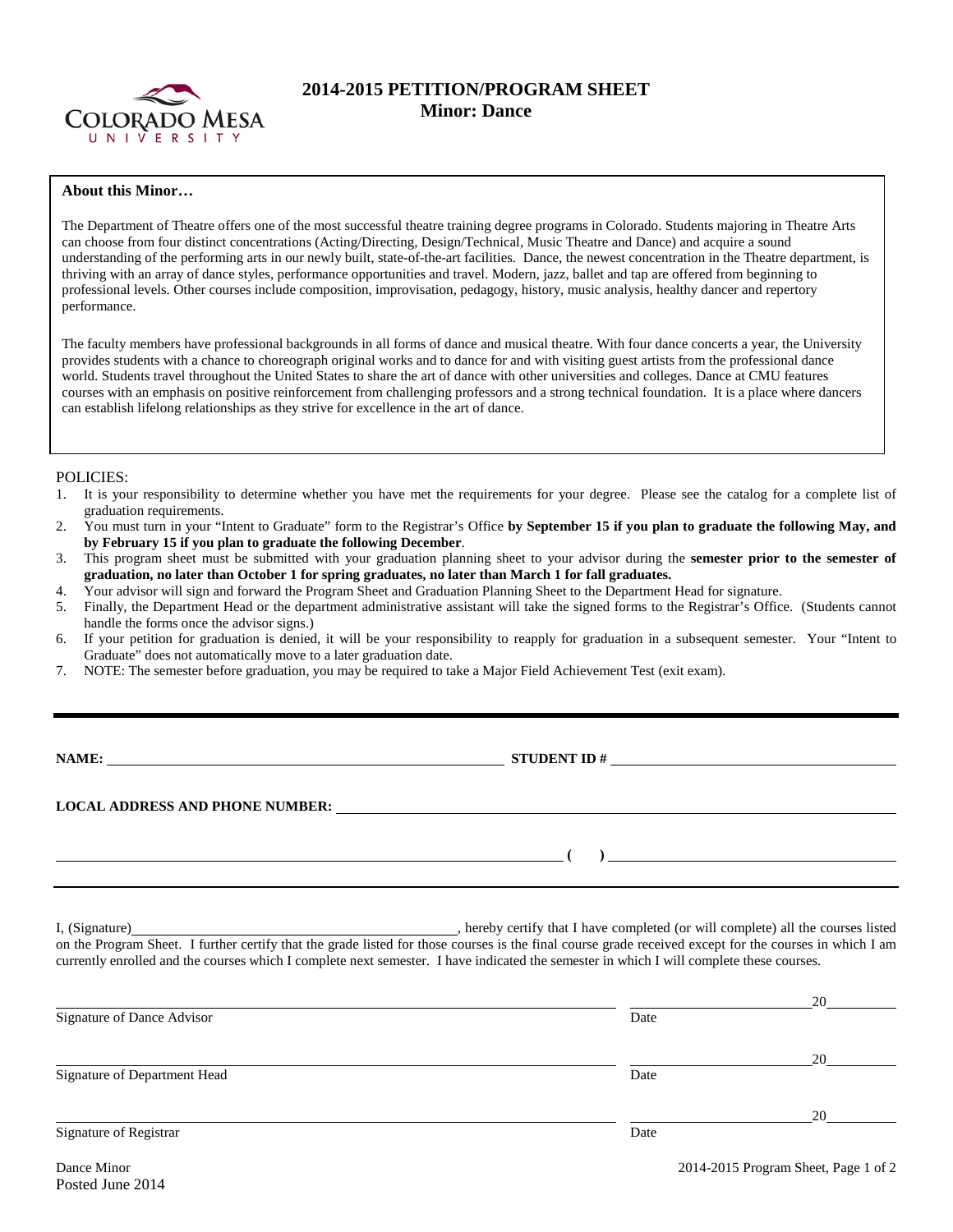# 2014-2015 PETITION/PROGRAM SHEET
## Minor: Dance

**About this Minor…**

The Department of Theatre offers one of the most successful theatre training degree programs in Colorado. Students majoring in Theatre Arts can choose from four distinct concentrations (Acting/Directing, Design/Technical, Music Theatre and Dance) and acquire a sound understanding of the performing arts in our newly built, state-of-the-art facilities. Dance, the newest concentration in the Theatre department, is thriving with an array of dance styles, performance opportunities and travel. Modern, jazz, ballet and tap are offered from beginning to professional levels. Other courses include composition, improvisation, pedagogy, history, music analysis, healthy dancer and repertory performance.

The faculty members have professional backgrounds in all forms of dance and musical theatre. With four dance concerts a year, the University provides students with a chance to choreograph original works and to dance for and with visiting guest artists from the professional dance world. Students travel throughout the United States to share the art of dance with other universities and colleges. Dance at CMU features courses with an emphasis on positive reinforcement from challenging professors and a strong technical foundation. It is a place where dancers can establish lifelong relationships as they strive for excellence in the art of dance.

POLICIES:

1. It is your responsibility to determine whether you have met the requirements for your degree. Please see the catalog for a complete list of graduation requirements.
2. You must turn in your "Intent to Graduate" form to the Registrar's Office **by September 15 if you plan to graduate the following May, and by February 15 if you plan to graduate the following December**.
3. This program sheet must be submitted with your graduation planning sheet to your advisor during the **semester prior to the semester of graduation, no later than October 1 for spring graduates, no later than March 1 for fall graduates.**
4. Your advisor will sign and forward the Program Sheet and Graduation Planning Sheet to the Department Head for signature.
5. Finally, the Department Head or the department administrative assistant will take the signed forms to the Registrar's Office. (Students cannot handle the forms once the advisor signs.)
6. If your petition for graduation is denied, it will be your responsibility to reapply for graduation in a subsequent semester. Your "Intent to Graduate" does not automatically move to a later graduation date.
7. NOTE: The semester before graduation, you may be required to take a Major Field Achievement Test (exit exam).

---

**NAME:** ______________________________ **STUDENT ID #** ______________________________

**LOCAL ADDRESS AND PHONE NUMBER:** ______________________________

______________________________ **( )** ______________________________

I, (Signature)______________________________, hereby certify that I have completed (or will complete) all the courses listed on the Program Sheet. I further certify that the grade listed for those courses is the final course grade received except for the courses in which I am currently enrolled and the courses which I complete next semester. I have indicated the semester in which I will complete these courses.

______________________________ ______________20______
Signature of Dance Advisor — Date

______________________________ ______________20______
Signature of Department Head — Date

______________________________ ______________20______
Signature of Registrar — Date

Dance Minor
Posted June 2014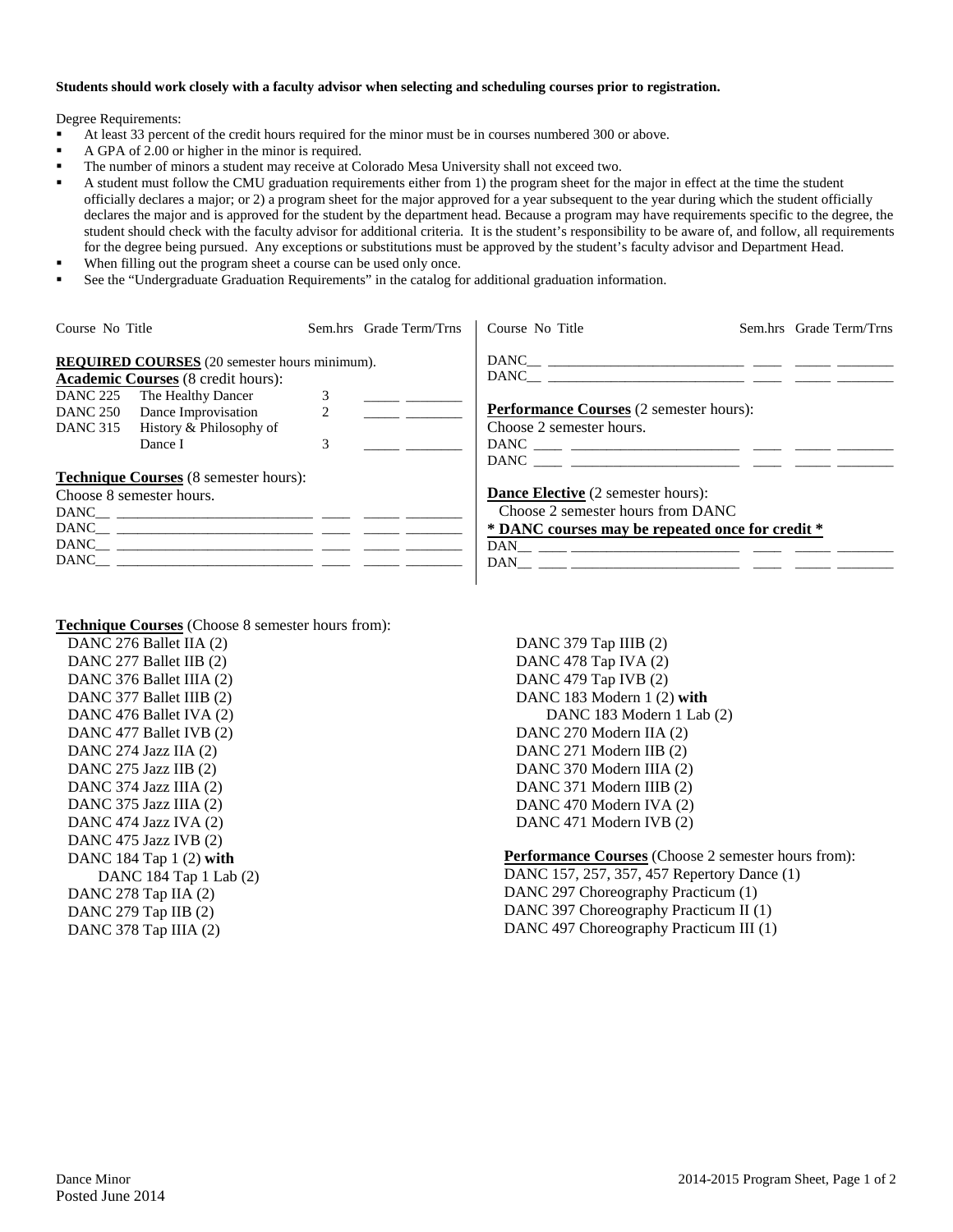**Students should work closely with a faculty advisor when selecting and scheduling courses prior to registration.**

Degree Requirements:

- At least 33 percent of the credit hours required for the minor must be in courses numbered 300 or above.
- A GPA of 2.00 or higher in the minor is required.
- The number of minors a student may receive at Colorado Mesa University shall not exceed two.
- A student must follow the CMU graduation requirements either from 1) the program sheet for the major in effect at the time the student officially declares a major; or 2) a program sheet for the major approved for a year subsequent to the year during which the student officially declares the major and is approved for the student by the department head. Because a program may have requirements specific to the degree, the student should check with the faculty advisor for additional criteria. It is the student's responsibility to be aware of, and follow, all requirements for the degree being pursued. Any exceptions or substitutions must be approved by the student's faculty advisor and Department Head.
- When filling out the program sheet a course can be used only once.
- See the "Undergraduate Graduation Requirements" in the catalog for additional graduation information.

| Course No | Title | Sem.hrs | Grade | Term/Trns |
|---|---|---|---|---|
| **REQUIRED COURSES** (20 semester hours minimum). | | | | |
| **Academic Courses** (8 credit hours): | | | | |
| DANC 225 | The Healthy Dancer | 3 | | |
| DANC 250 | Dance Improvisation | 2 | | |
| DANC 315 | History & Philosophy of Dance I | 3 | | |
| **Technique Courses** (8 semester hours): | | | | |
| Choose 8 semester hours. | | | | |
| DANC__ | | | | |
| DANC__ | | | | |
| DANC__ | | | | |
| DANC__ | | | | |
| DANC__ | | | | |
| DANC__ | | | | |
| **Performance Courses** (2 semester hours): | | | | |
| Choose 2 semester hours. | | | | |
| DANC ____ | | | | |
| DANC ____ | | | | |
| **Dance Elective** (2 semester hours): | | | | |
| Choose 2 semester hours from DANC | | | | |
| **\* DANC courses may be repeated once for credit \*** | | | | |
| DAN__ ____ | | | | |
| DAN__ ____ | | | | |

**Technique Courses** (Choose 8 semester hours from):

DANC 276 Ballet IIA (2)
DANC 277 Ballet IIB (2)
DANC 376 Ballet IIIA (2)
DANC 377 Ballet IIIB (2)
DANC 476 Ballet IVA (2)
DANC 477 Ballet IVB (2)
DANC 274 Jazz IIA (2)
DANC 275 Jazz IIB (2)
DANC 374 Jazz IIIA (2)
DANC 375 Jazz IIIA (2)
DANC 474 Jazz IVA (2)
DANC 475 Jazz IVB (2)
DANC 184 Tap 1 (2) **with**
DANC 184 Tap 1 Lab (2)
DANC 278 Tap IIA (2)
DANC 279 Tap IIB (2)
DANC 378 Tap IIIA (2)
DANC 379 Tap IIIB (2)
DANC 478 Tap IVA (2)
DANC 479 Tap IVB (2)
DANC 183 Modern 1 (2) **with**
DANC 183 Modern 1 Lab (2)
DANC 270 Modern IIA (2)
DANC 271 Modern IIB (2)
DANC 370 Modern IIIA (2)
DANC 371 Modern IIIB (2)
DANC 470 Modern IVA (2)
DANC 471 Modern IVB (2)

**Performance Courses** (Choose 2 semester hours from):

DANC 157, 257, 357, 457 Repertory Dance (1)
DANC 297 Choreography Practicum (1)
DANC 397 Choreography Practicum II (1)
DANC 497 Choreography Practicum III (1)

Dance Minor
Posted June 2014
2014-2015 Program Sheet, Page 1 of 2